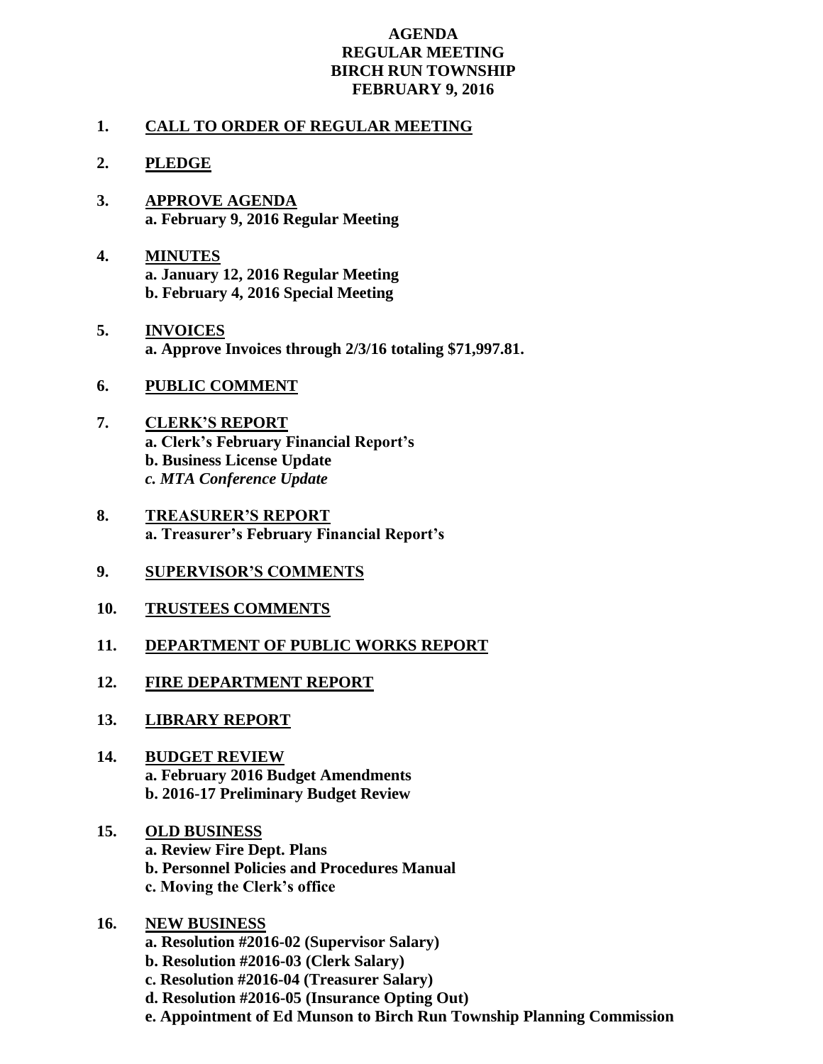# AGENDA
## REGULAR MEETING
## BIRCH RUN TOWNSHIP
## FEBRUARY 9, 2016

**1. CALL TO ORDER OF REGULAR MEETING**

**2. PLEDGE**

**3. APPROVE AGENDA**
   **a. February 9, 2016 Regular Meeting**

**4. MINUTES**
   **a. January 12, 2016 Regular Meeting**
   **b. February 4, 2016 Special Meeting**

**5. INVOICES**
   **a. Approve Invoices through 2/3/16 totaling $71,997.81.**

**6. PUBLIC COMMENT**

**7. CLERK'S REPORT**
   **a. Clerk's February Financial Report's**
   **b. Business License Update**
   ***c. MTA Conference Update***

**8. TREASURER'S REPORT**
   **a. Treasurer's February Financial Report's**

**9. SUPERVISOR'S COMMENTS**

**10. TRUSTEES COMMENTS**

**11. DEPARTMENT OF PUBLIC WORKS REPORT**

**12. FIRE DEPARTMENT REPORT**

**13. LIBRARY REPORT**

**14. BUDGET REVIEW**
   **a. February 2016 Budget Amendments**
   **b. 2016-17 Preliminary Budget Review**

**15. OLD BUSINESS**
   **a. Review Fire Dept. Plans**
   **b. Personnel Policies and Procedures Manual**
   **c. Moving the Clerk's office**

**16. NEW BUSINESS**
   **a. Resolution #2016-02 (Supervisor Salary)**
   **b. Resolution #2016-03 (Clerk Salary)**
   **c. Resolution #2016-04 (Treasurer Salary)**
   **d. Resolution #2016-05 (Insurance Opting Out)**
   **e. Appointment of Ed Munson to Birch Run Township Planning Commission**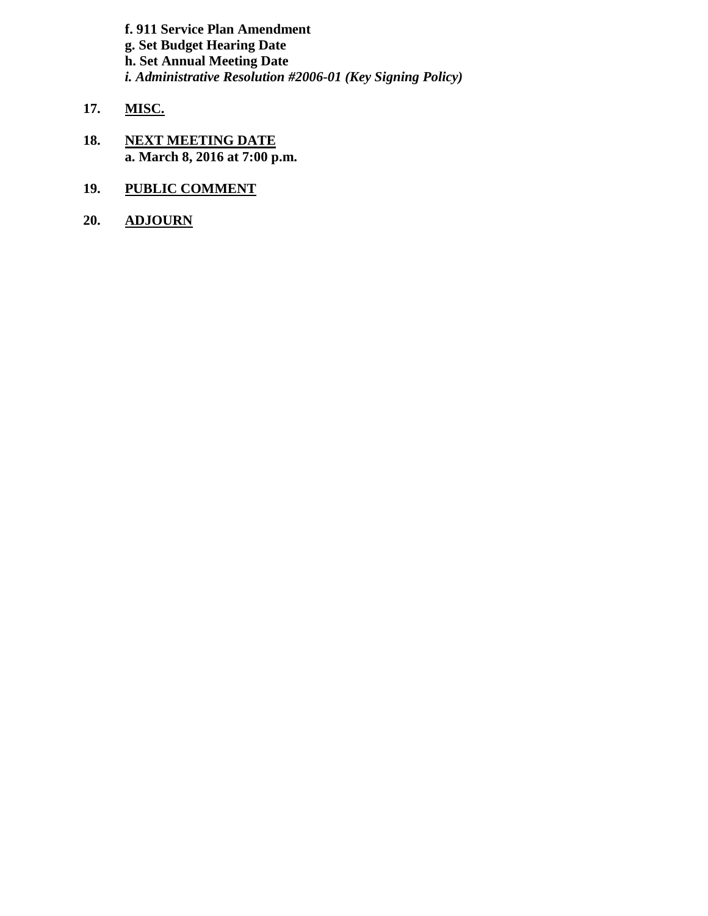**f. 911 Service Plan Amendment**
**g. Set Budget Hearing Date**
**h. Set Annual Meeting Date**
***i. Administrative Resolution #2006-01 (Key Signing Policy)***

**17.** **MISC.**

**18.** **NEXT MEETING DATE**
**a. March 8, 2016 at 7:00 p.m.**

**19.** **PUBLIC COMMENT**

**20.** **ADJOURN**